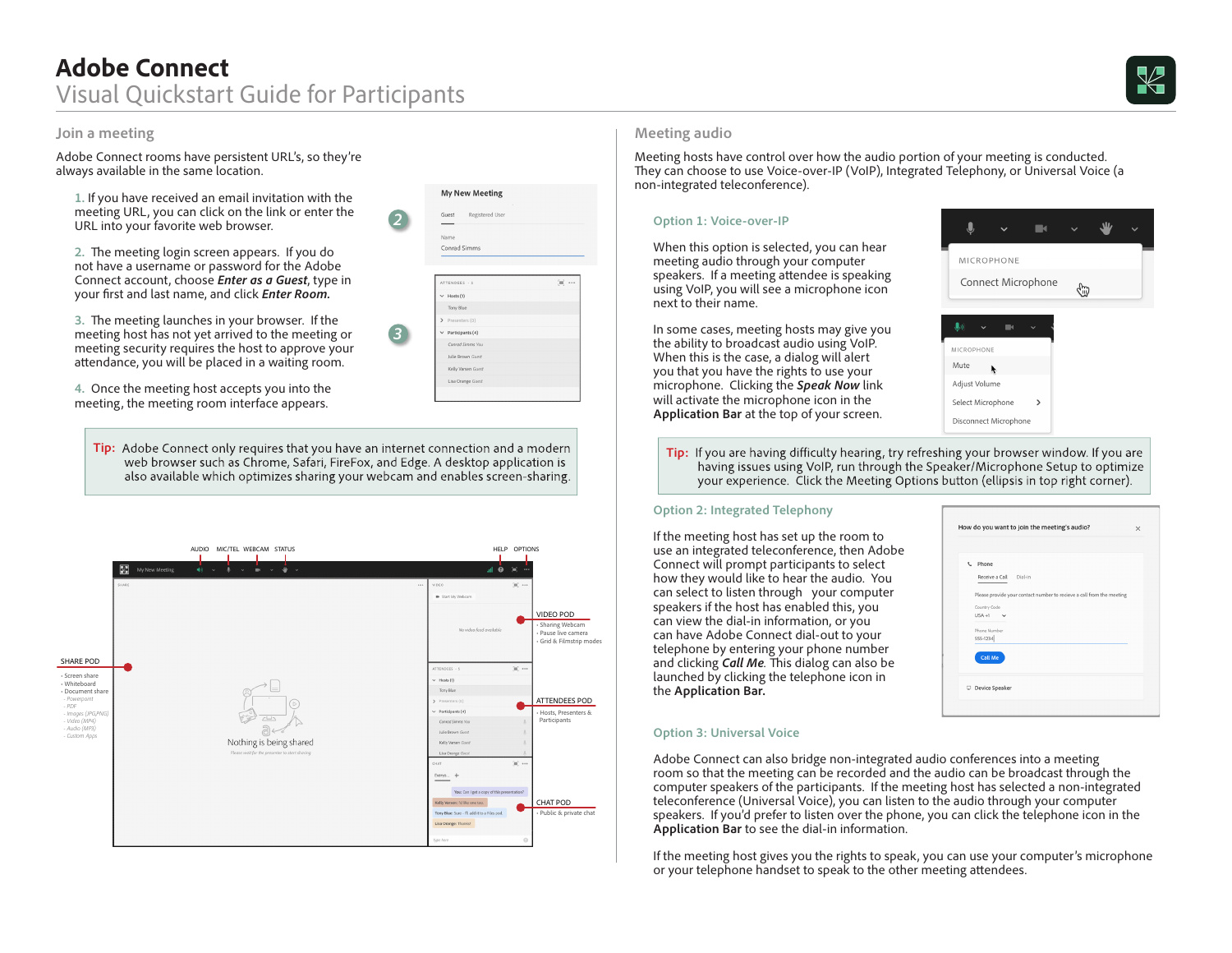# Adobe Connect

## Visual Quickstart Guide for Participants

### Join a meeting

Adobe Connect rooms have persistent URL's, so they're always available in the same location.

1. If you have received an email invitation with the meeting URL, you can click on the link or enter the URL into your favorite web browser.

2. The meeting login screen appears. If you do not have a username or password for the Adobe Connect account, choose ***Enter as a Guest***, type in your first and last name, and click ***Enter Room.***

3. The meeting launches in your browser. If the meeting host has not yet arrived to the meeting or meeting security requires the host to approve your attendance, you will be placed in a waiting room.

4. Once the meeting host accepts you into the meeting, the meeting room interface appears.

**Tip:** Adobe Connect only requires that you have an internet connection and a modern web browser such as Chrome, Safari, FireFox, and Edge. A desktop application is also available which optimizes sharing your webcam and enables screen-sharing.

AUDIO · MIC/TEL · WEBCAM · STATUS · HELP · OPTIONS

SHARE POD
- Screen share
- Whiteboard
- Document share
  - Powerpoint
  - PDF
  - Images (JPG,PNG)
  - Video (MP4)
  - Audio (MP3)
  - Custom Apps

VIDEO POD
- Sharing Webcam
- Pause live camera
- Grid & Filmstrip modes

ATTENDEES POD
- Hosts, Presenters & Participants

CHAT POD
- Public & private chat

### Meeting audio

Meeting hosts have control over how the audio portion of your meeting is conducted. They can choose to use Voice-over-IP (VoIP), Integrated Telephony, or Universal Voice (a non-integrated teleconference).

#### Option 1: Voice-over-IP

When this option is selected, you can hear meeting audio through your computer speakers. If a meeting attendee is speaking using VoIP, you will see a microphone icon next to their name.

In some cases, meeting hosts may give you the ability to broadcast audio using VoIP. When this is the case, a dialog will alert you that you have the rights to use your microphone. Clicking the ***Speak Now*** link will activate the microphone icon in the **Application Bar** at the top of your screen.

**Tip:** If you are having difficulty hearing, try refreshing your browser window. If you are having issues using VoIP, run through the Speaker/Microphone Setup to optimize your experience. Click the Meeting Options button (ellipsis in top right corner).

#### Option 2: Integrated Telephony

If the meeting host has set up the room to use an integrated teleconference, then Adobe Connect will prompt participants to select how they would like to hear the audio. You can select to listen through your computer speakers if the host has enabled this, you can view the dial-in information, or you can have Adobe Connect dial-out to your telephone by entering your phone number and clicking ***Call Me***. This dialog can also be launched by clicking the telephone icon in the **Application Bar.**

#### Option 3: Universal Voice

Adobe Connect can also bridge non-integrated audio conferences into a meeting room so that the meeting can be recorded and the audio can be broadcast through the computer speakers of the participants. If the meeting host has selected a non-integrated teleconference (Universal Voice), you can listen to the audio through your computer speakers. If you'd prefer to listen over the phone, you can click the telephone icon in the **Application Bar** to see the dial-in information.

If the meeting host gives you the rights to speak, you can use your computer's microphone or your telephone handset to speak to the other meeting attendees.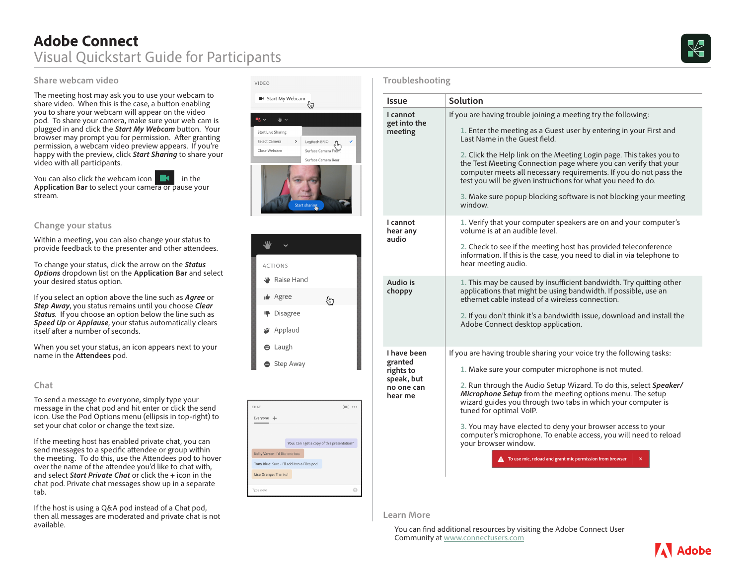# Adobe Connect

## Visual Quickstart Guide for Participants

### Share webcam video

The meeting host may ask you to use your webcam to share video. When this is the case, a button enabling you to share your webcam will appear on the video pod. To share your camera, make sure your web cam is plugged in and click the ***Start My Webcam*** button. Your browser may prompt you for permission. After granting permission, a webcam video preview appears. If you're happy with the preview, click ***Start Sharing*** to share your video with all participants.

You can also click the webcam icon in the **Application Bar** to select your camera or pause your stream.

### Change your status

Within a meeting, you can also change your status to provide feedback to the presenter and other attendees.

To change your status, click the arrow on the ***Status Options*** dropdown list on the **Application Bar** and select your desired status option.

If you select an option above the line such as ***Agree*** or ***Step Away***, you status remains until you choose ***Clear Status***. If you choose an option below the line such as ***Speed Up*** or ***Applause***, your status automatically clears itself after a number of seconds.

When you set your status, an icon appears next to your name in the **Attendees** pod.

### Chat

To send a message to everyone, simply type your message in the chat pod and hit enter or click the send icon. Use the Pod Options menu (ellipsis in top-right) to set your chat color or change the text size.

If the meeting host has enabled private chat, you can send messages to a specific attendee or group within the meeting. To do this, use the Attendees pod to hover over the name of the attendee you'd like to chat with, and select ***Start Private Chat*** or click the + icon in the chat pod. Private chat messages show up in a separate tab.

If the host is using a Q&A pod instead of a Chat pod, then all messages are moderated and private chat is not available.

### Troubleshooting

| Issue | Solution |
|---|---|
| **I cannot get into the meeting** | If you are having trouble joining a meeting try the following:<br>1. Enter the meeting as a Guest user by entering in your First and Last Name in the Guest field.<br>2. Click the Help link on the Meeting Login page. This takes you to the Test Meeting Connection page where you can verify that your computer meets all necessary requirements. If you do not pass the test you will be given instructions for what you need to do.<br>3. Make sure popup blocking software is not blocking your meeting window. |
| **I cannot hear any audio** | 1. Verify that your computer speakers are on and your computer's volume is at an audible level.<br>2. Check to see if the meeting host has provided teleconference information. If this is the case, you need to dial in via telephone to hear meeting audio. |
| **Audio is choppy** | 1. This may be caused by insufficient bandwidth. Try quitting other applications that might be using bandwidth. If possible, use an ethernet cable instead of a wireless connection.<br>2. If you don't think it's a bandwidth issue, download and install the Adobe Connect desktop application. |
| **I have been granted rights to speak, but no one can hear me** | If you are having trouble sharing your voice try the following tasks:<br>1. Make sure your computer microphone is not muted.<br>2. Run through the Audio Setup Wizard. To do this, select ***Speaker/ Microphone Setup*** from the meeting options menu. The setup wizard guides you through two tabs in which your computer is tuned for optimal VoIP.<br>3. You may have elected to deny your browser access to your computer's microphone. To enable access, you will need to reload your browser window. |

### Learn More

You can find additional resources by visiting the Adobe Connect User Community at www.connectusers.com